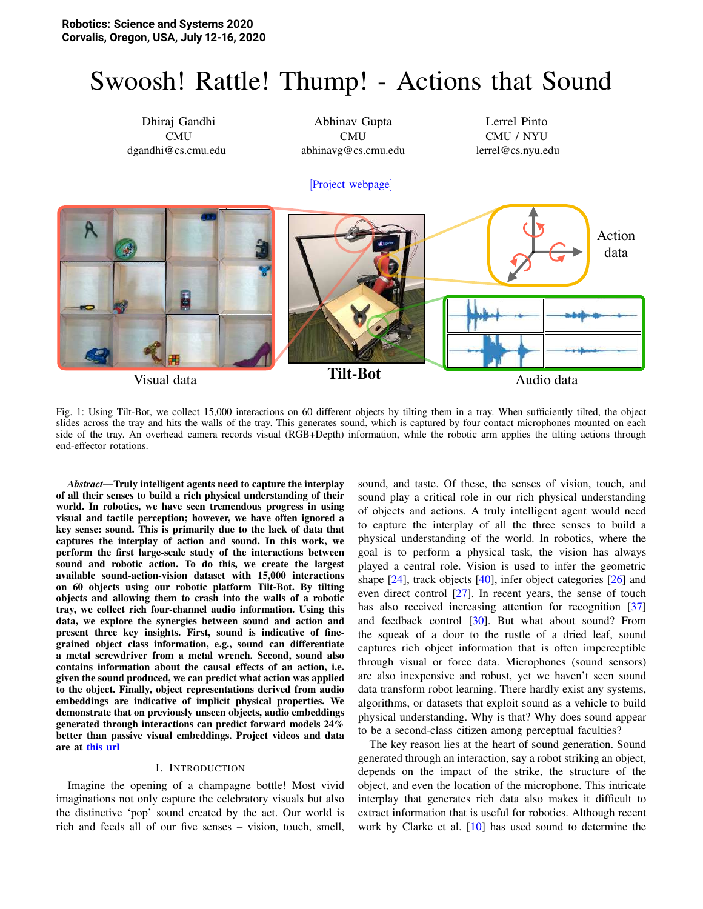Robotics: Science and Systems 2020
Corvalis, Oregon, USA, July 12-16, 2020

# Swoosh! Rattle! Thump! - Actions that Sound

Dhiraj Gandhi
CMU
dgandhi@cs.cmu.edu

Abhinav Gupta
CMU
abhinavg@cs.cmu.edu

Lerrel Pinto
CMU / NYU
lerrel@cs.nyu.edu

[Project webpage]

Fig. 1: Using Tilt-Bot, we collect 15,000 interactions on 60 different objects by tilting them in a tray. When sufficiently tilted, the object slides across the tray and hits the walls of the tray. This generates sound, which is captured by four contact microphones mounted on each side of the tray. An overhead camera records visual (RGB+Depth) information, while the robotic arm applies the tilting actions through end-effector rotations.

***Abstract*—Truly intelligent agents need to capture the interplay of all their senses to build a rich physical understanding of their world. In robotics, we have seen tremendous progress in using visual and tactile perception; however, we have often ignored a key sense: sound. This is primarily due to the lack of data that captures the interplay of action and sound. In this work, we perform the first large-scale study of the interactions between sound and robotic action. To do this, we create the largest available sound-action-vision dataset with 15,000 interactions on 60 objects using our robotic platform Tilt-Bot. By tilting objects and allowing them to crash into the walls of a robotic tray, we collect rich four-channel audio information. Using this data, we explore the synergies between sound and action and present three key insights. First, sound is indicative of fine-grained object class information, e.g., sound can differentiate a metal screwdriver from a metal wrench. Second, sound also contains information about the causal effects of an action, i.e. given the sound produced, we can predict what action was applied to the object. Finally, object representations derived from audio embeddings are indicative of implicit physical properties. We demonstrate that on previously unseen objects, audio embeddings generated through interactions can predict forward models 24% better than passive visual embeddings. Project videos and data are at this url**

## I. Introduction

Imagine the opening of a champagne bottle! Most vivid imaginations not only capture the celebratory visuals but also the distinctive 'pop' sound created by the act. Our world is rich and feeds all of our five senses – vision, touch, smell, sound, and taste. Of these, the senses of vision, touch, and sound play a critical role in our rich physical understanding of objects and actions. A truly intelligent agent would need to capture the interplay of all the three senses to build a physical understanding of the world. In robotics, where the goal is to perform a physical task, the vision has always played a central role. Vision is used to infer the geometric shape [24], track objects [40], infer object categories [26] and even direct control [27]. In recent years, the sense of touch has also received increasing attention for recognition [37] and feedback control [30]. But what about sound? From the squeak of a door to the rustle of a dried leaf, sound captures rich object information that is often imperceptible through visual or force data. Microphones (sound sensors) are also inexpensive and robust, yet we haven't seen sound data transform robot learning. There hardly exist any systems, algorithms, or datasets that exploit sound as a vehicle to build physical understanding. Why is that? Why does sound appear to be a second-class citizen among perceptual faculties?

The key reason lies at the heart of sound generation. Sound generated through an interaction, say a robot striking an object, depends on the impact of the strike, the structure of the object, and even the location of the microphone. This intricate interplay that generates rich data also makes it difficult to extract information that is useful for robotics. Although recent work by Clarke et al. [10] has used sound to determine the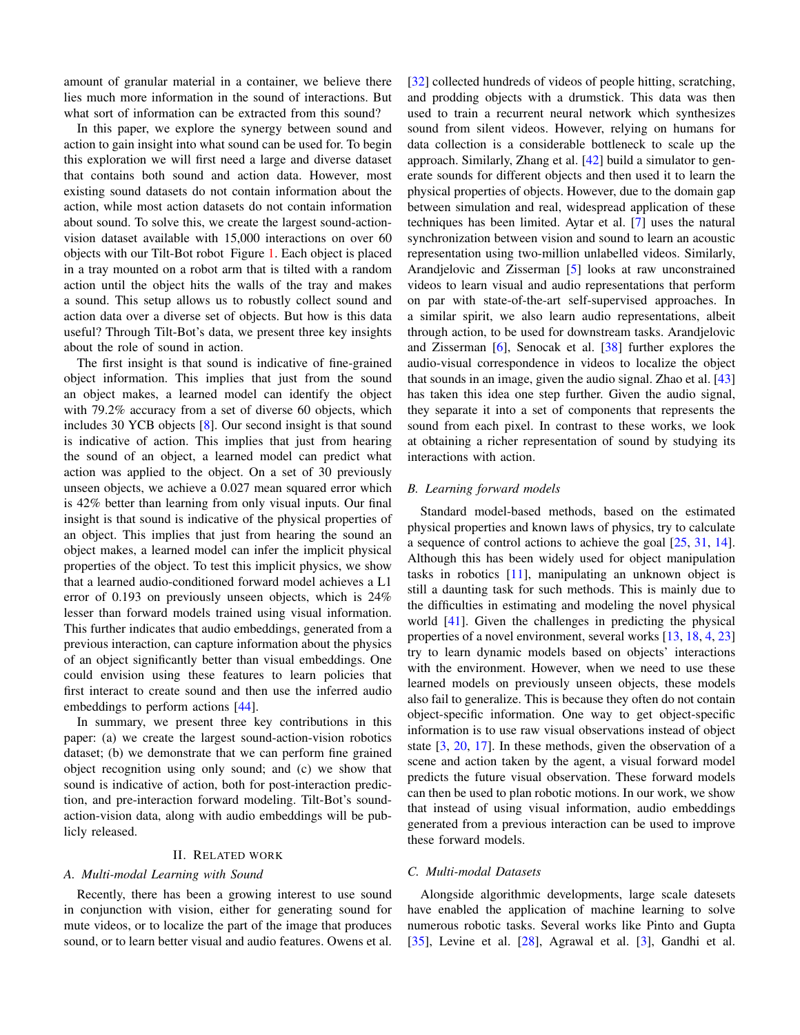amount of granular material in a container, we believe there lies much more information in the sound of interactions. But what sort of information can be extracted from this sound?

In this paper, we explore the synergy between sound and action to gain insight into what sound can be used for. To begin this exploration we will first need a large and diverse dataset that contains both sound and action data. However, most existing sound datasets do not contain information about the action, while most action datasets do not contain information about sound. To solve this, we create the largest sound-action-vision dataset available with 15,000 interactions on over 60 objects with our Tilt-Bot robot Figure 1. Each object is placed in a tray mounted on a robot arm that is tilted with a random action until the object hits the walls of the tray and makes a sound. This setup allows us to robustly collect sound and action data over a diverse set of objects. But how is this data useful? Through Tilt-Bot's data, we present three key insights about the role of sound in action.

The first insight is that sound is indicative of fine-grained object information. This implies that just from the sound an object makes, a learned model can identify the object with 79.2% accuracy from a set of diverse 60 objects, which includes 30 YCB objects [8]. Our second insight is that sound is indicative of action. This implies that just from hearing the sound of an object, a learned model can predict what action was applied to the object. On a set of 30 previously unseen objects, we achieve a 0.027 mean squared error which is 42% better than learning from only visual inputs. Our final insight is that sound is indicative of the physical properties of an object. This implies that just from hearing the sound an object makes, a learned model can infer the implicit physical properties of the object. To test this implicit physics, we show that a learned audio-conditioned forward model achieves a L1 error of 0.193 on previously unseen objects, which is 24% lesser than forward models trained using visual information. This further indicates that audio embeddings, generated from a previous interaction, can capture information about the physics of an object significantly better than visual embeddings. One could envision using these features to learn policies that first interact to create sound and then use the inferred audio embeddings to perform actions [44].

In summary, we present three key contributions in this paper: (a) we create the largest sound-action-vision robotics dataset; (b) we demonstrate that we can perform fine grained object recognition using only sound; and (c) we show that sound is indicative of action, both for post-interaction prediction, and pre-interaction forward modeling. Tilt-Bot's sound-action-vision data, along with audio embeddings will be publicly released.

## II. Related Work

### A. Multi-modal Learning with Sound

Recently, there has been a growing interest to use sound in conjunction with vision, either for generating sound for mute videos, or to localize the part of the image that produces sound, or to learn better visual and audio features. Owens et al. [32] collected hundreds of videos of people hitting, scratching, and prodding objects with a drumstick. This data was then used to train a recurrent neural network which synthesizes sound from silent videos. However, relying on humans for data collection is a considerable bottleneck to scale up the approach. Similarly, Zhang et al. [42] build a simulator to generate sounds for different objects and then used it to learn the physical properties of objects. However, due to the domain gap between simulation and real, widespread application of these techniques has been limited. Aytar et al. [7] uses the natural synchronization between vision and sound to learn an acoustic representation using two-million unlabelled videos. Similarly, Arandjelovic and Zisserman [5] looks at raw unconstrained videos to learn visual and audio representations that perform on par with state-of-the-art self-supervised approaches. In a similar spirit, we also learn audio representations, albeit through action, to be used for downstream tasks. Arandjelovic and Zisserman [6], Senocak et al. [38] further explores the audio-visual correspondence in videos to localize the object that sounds in an image, given the audio signal. Zhao et al. [43] has taken this idea one step further. Given the audio signal, they separate it into a set of components that represents the sound from each pixel. In contrast to these works, we look at obtaining a richer representation of sound by studying its interactions with action.

### B. Learning forward models

Standard model-based methods, based on the estimated physical properties and known laws of physics, try to calculate a sequence of control actions to achieve the goal [25, 31, 14]. Although this has been widely used for object manipulation tasks in robotics [11], manipulating an unknown object is still a daunting task for such methods. This is mainly due to the difficulties in estimating and modeling the novel physical world [41]. Given the challenges in predicting the physical properties of a novel environment, several works [13, 18, 4, 23] try to learn dynamic models based on objects' interactions with the environment. However, when we need to use these learned models on previously unseen objects, these models also fail to generalize. This is because they often do not contain object-specific information. One way to get object-specific information is to use raw visual observations instead of object state [3, 20, 17]. In these methods, given the observation of a scene and action taken by the agent, a visual forward model predicts the future visual observation. These forward models can then be used to plan robotic motions. In our work, we show that instead of using visual information, audio embeddings generated from a previous interaction can be used to improve these forward models.

### C. Multi-modal Datasets

Alongside algorithmic developments, large scale datesets have enabled the application of machine learning to solve numerous robotic tasks. Several works like Pinto and Gupta [35], Levine et al. [28], Agrawal et al. [3], Gandhi et al.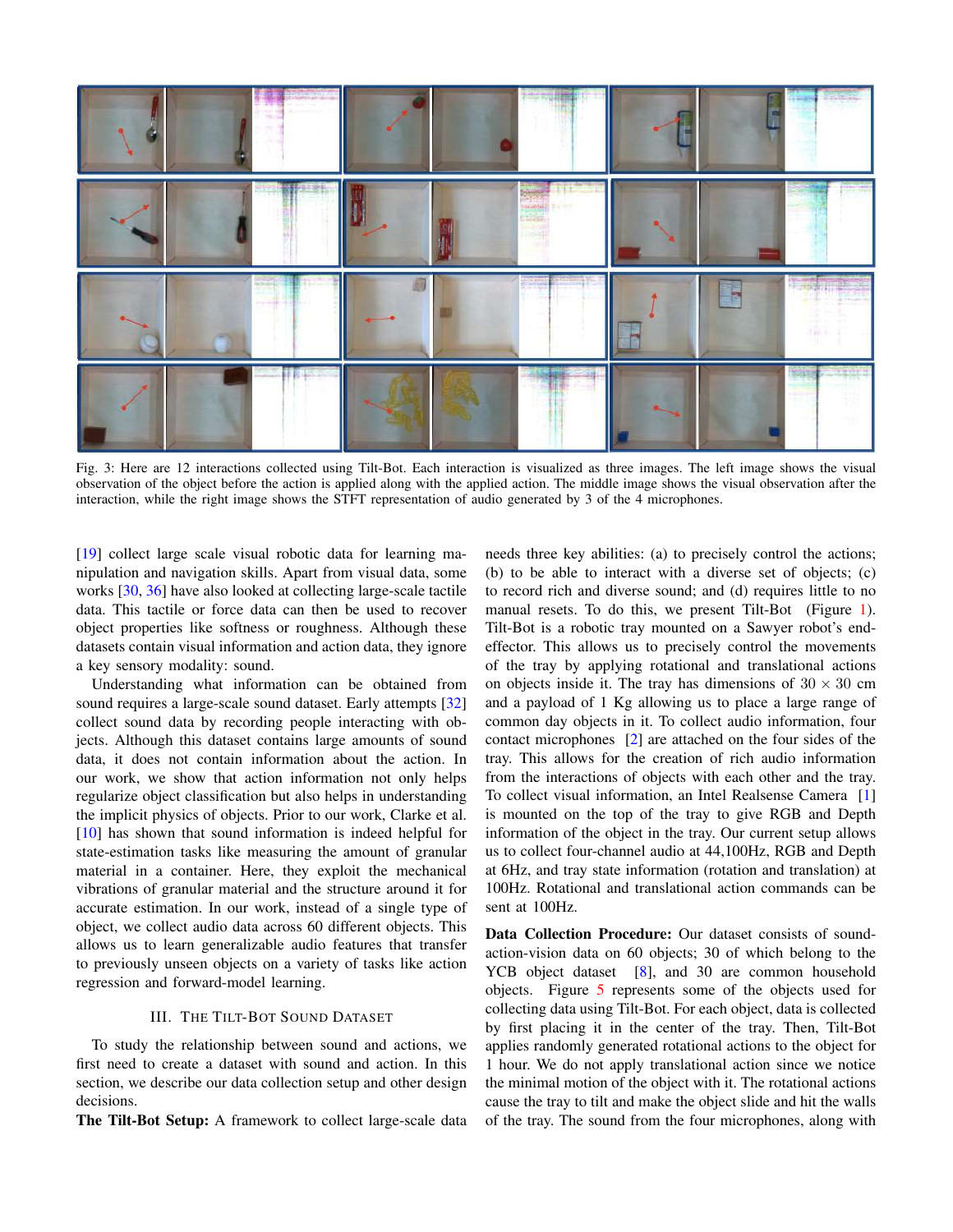Fig. 3: Here are 12 interactions collected using Tilt-Bot. Each interaction is visualized as three images. The left image shows the visual observation of the object before the action is applied along with the applied action. The middle image shows the visual observation after the interaction, while the right image shows the STFT representation of audio generated by 3 of the 4 microphones.

[19] collect large scale visual robotic data for learning manipulation and navigation skills. Apart from visual data, some works [30, 36] have also looked at collecting large-scale tactile data. This tactile or force data can then be used to recover object properties like softness or roughness. Although these datasets contain visual information and action data, they ignore a key sensory modality: sound.

Understanding what information can be obtained from sound requires a large-scale sound dataset. Early attempts [32] collect sound data by recording people interacting with objects. Although this dataset contains large amounts of sound data, it does not contain information about the action. In our work, we show that action information not only helps regularize object classification but also helps in understanding the implicit physics of objects. Prior to our work, Clarke et al. [10] has shown that sound information is indeed helpful for state-estimation tasks like measuring the amount of granular material in a container. Here, they exploit the mechanical vibrations of granular material and the structure around it for accurate estimation. In our work, instead of a single type of object, we collect audio data across 60 different objects. This allows us to learn generalizable audio features that transfer to previously unseen objects on a variety of tasks like action regression and forward-model learning.

## III. The Tilt-Bot Sound Dataset

To study the relationship between sound and actions, we first need to create a dataset with sound and action. In this section, we describe our data collection setup and other design decisions.

**The Tilt-Bot Setup:** A framework to collect large-scale data needs three key abilities: (a) to precisely control the actions; (b) to be able to interact with a diverse set of objects; (c) to record rich and diverse sound; and (d) requires little to no manual resets. To do this, we present Tilt-Bot (Figure 1). Tilt-Bot is a robotic tray mounted on a Sawyer robot's end-effector. This allows us to precisely control the movements of the tray by applying rotational and translational actions on objects inside it. The tray has dimensions of $30 \times 30$ cm and a payload of 1 Kg allowing us to place a large range of common day objects in it. To collect audio information, four contact microphones [2] are attached on the four sides of the tray. This allows for the creation of rich audio information from the interactions of objects with each other and the tray. To collect visual information, an Intel Realsense Camera [1] is mounted on the top of the tray to give RGB and Depth information of the object in the tray. Our current setup allows us to collect four-channel audio at 44,100Hz, RGB and Depth at 6Hz, and tray state information (rotation and translation) at 100Hz. Rotational and translational action commands can be sent at 100Hz.

**Data Collection Procedure:** Our dataset consists of sound-action-vision data on 60 objects; 30 of which belong to the YCB object dataset [8], and 30 are common household objects. Figure 5 represents some of the objects used for collecting data using Tilt-Bot. For each object, data is collected by first placing it in the center of the tray. Then, Tilt-Bot applies randomly generated rotational actions to the object for 1 hour. We do not apply translational action since we notice the minimal motion of the object with it. The rotational actions cause the tray to tilt and make the object slide and hit the walls of the tray. The sound from the four microphones, along with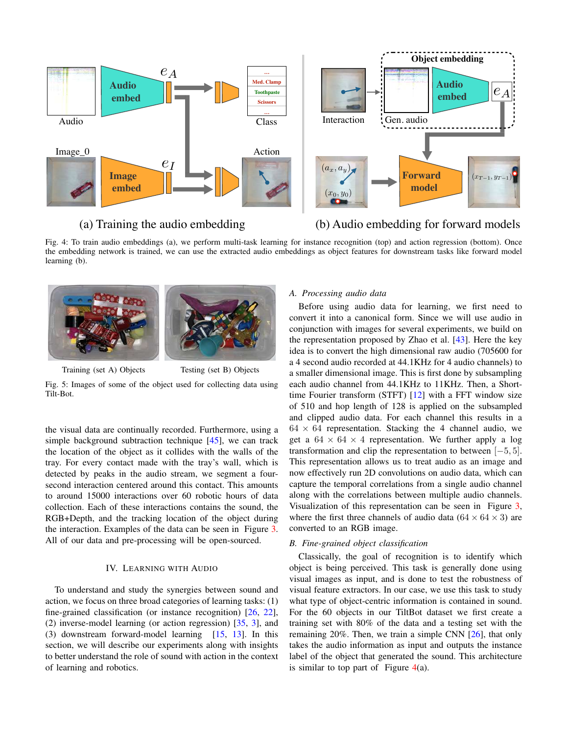Fig. 4: To train audio embeddings (a), we perform multi-task learning for instance recognition (top) and action regression (bottom). Once the embedding network is trained, we can use the extracted audio embeddings as object features for downstream tasks like forward model learning (b).

Fig. 5: Images of some of the object used for collecting data using Tilt-Bot.

the visual data are continually recorded. Furthermore, using a simple background subtraction technique [45], we can track the location of the object as it collides with the walls of the tray. For every contact made with the tray's wall, which is detected by peaks in the audio stream, we segment a four-second interaction centered around this contact. This amounts to around 15000 interactions over 60 robotic hours of data collection. Each of these interactions contains the sound, the RGB+Depth, and the tracking location of the object during the interaction. Examples of the data can be seen in Figure 3. All of our data and pre-processing will be open-sourced.

## IV. Learning with Audio

To understand and study the synergies between sound and action, we focus on three broad categories of learning tasks: (1) fine-grained classification (or instance recognition) [26, 22], (2) inverse-model learning (or action regression) [35, 3], and (3) downstream forward-model learning [15, 13]. In this section, we will describe our experiments along with insights to better understand the role of sound with action in the context of learning and robotics.

### A. Processing audio data

Before using audio data for learning, we first need to convert it into a canonical form. Since we will use audio in conjunction with images for several experiments, we build on the representation proposed by Zhao et al. [43]. Here the key idea is to convert the high dimensional raw audio (705600 for a 4 second audio recorded at 44.1KHz for 4 audio channels) to a smaller dimensional image. This is first done by subsampling each audio channel from 44.1KHz to 11KHz. Then, a Short-time Fourier transform (STFT) [12] with a FFT window size of 510 and hop length of 128 is applied on the subsampled and clipped audio data. For each channel this results in a $64 \times 64$ representation. Stacking the 4 channel audio, we get a $64 \times 64 \times 4$ representation. We further apply a log transformation and clip the representation to between $[-5, 5]$. This representation allows us to treat audio as an image and now effectively run 2D convolutions on audio data, which can capture the temporal correlations from a single audio channel along with the correlations between multiple audio channels. Visualization of this representation can be seen in Figure 3, where the first three channels of audio data ($64 \times 64 \times 3$) are converted to an RGB image.

### B. Fine-grained object classification

Classically, the goal of recognition is to identify which object is being perceived. This task is generally done using visual images as input, and is done to test the robustness of visual feature extractors. In our case, we use this task to study what type of object-centric information is contained in sound. For the 60 objects in our TiltBot dataset we first create a training set with 80% of the data and a testing set with the remaining 20%. Then, we train a simple CNN [26], that only takes the audio information as input and outputs the instance label of the object that generated the sound. This architecture is similar to top part of Figure 4(a).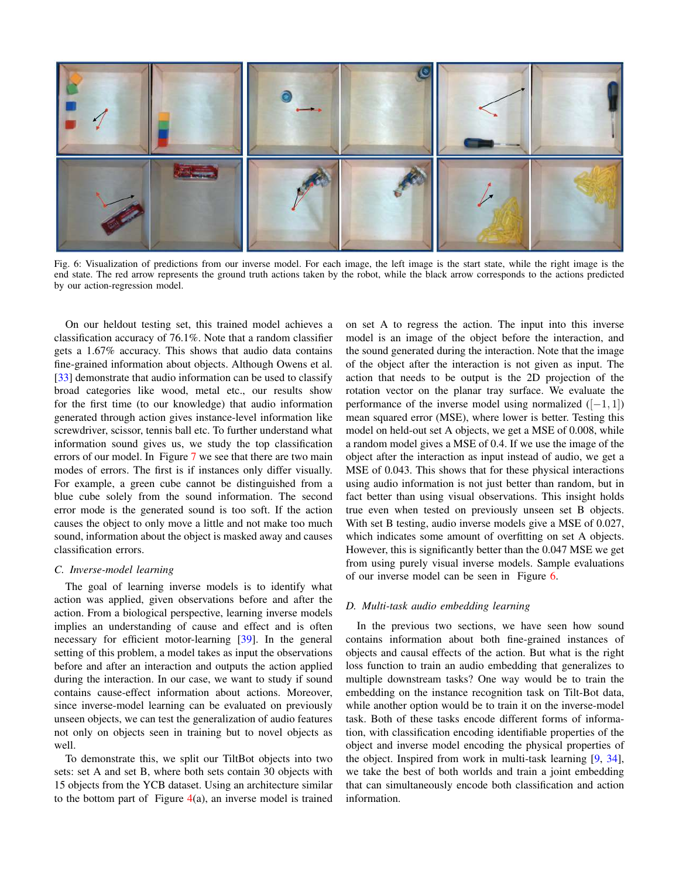Fig. 6: Visualization of predictions from our inverse model. For each image, the left image is the start state, while the right image is the end state. The red arrow represents the ground truth actions taken by the robot, while the black arrow corresponds to the actions predicted by our action-regression model.

On our heldout testing set, this trained model achieves a classification accuracy of 76.1%. Note that a random classifier gets a 1.67% accuracy. This shows that audio data contains fine-grained information about objects. Although Owens et al. [33] demonstrate that audio information can be used to classify broad categories like wood, metal etc., our results show for the first time (to our knowledge) that audio information generated through action gives instance-level information like screwdriver, scissor, tennis ball etc. To further understand what information sound gives us, we study the top classification errors of our model. In Figure 7 we see that there are two main modes of errors. The first is if instances only differ visually. For example, a green cube cannot be distinguished from a blue cube solely from the sound information. The second error mode is the generated sound is too soft. If the action causes the object to only move a little and not make too much sound, information about the object is masked away and causes classification errors.

### C. Inverse-model learning

The goal of learning inverse models is to identify what action was applied, given observations before and after the action. From a biological perspective, learning inverse models implies an understanding of cause and effect and is often necessary for efficient motor-learning [39]. In the general setting of this problem, a model takes as input the observations before and after an interaction and outputs the action applied during the interaction. In our case, we want to study if sound contains cause-effect information about actions. Moreover, since inverse-model learning can be evaluated on previously unseen objects, we can test the generalization of audio features not only on objects seen in training but to novel objects as well.

To demonstrate this, we split our TiltBot objects into two sets: set A and set B, where both sets contain 30 objects with 15 objects from the YCB dataset. Using an architecture similar to the bottom part of Figure 4(a), an inverse model is trained on set A to regress the action. The input into this inverse model is an image of the object before the interaction, and the sound generated during the interaction. Note that the image of the object after the interaction is not given as input. The action that needs to be output is the 2D projection of the rotation vector on the planar tray surface. We evaluate the performance of the inverse model using normalized ($[-1, 1]$) mean squared error (MSE), where lower is better. Testing this model on held-out set A objects, we get a MSE of 0.008, while a random model gives a MSE of 0.4. If we use the image of the object after the interaction as input instead of audio, we get a MSE of 0.043. This shows that for these physical interactions using audio information is not just better than random, but in fact better than using visual observations. This insight holds true even when tested on previously unseen set B objects. With set B testing, audio inverse models give a MSE of 0.027, which indicates some amount of overfitting on set A objects. However, this is significantly better than the 0.047 MSE we get from using purely visual inverse models. Sample evaluations of our inverse model can be seen in Figure 6.

### D. Multi-task audio embedding learning

In the previous two sections, we have seen how sound contains information about both fine-grained instances of objects and causal effects of the action. But what is the right loss function to train an audio embedding that generalizes to multiple downstream tasks? One way would be to train the embedding on the instance recognition task on Tilt-Bot data, while another option would be to train it on the inverse-model task. Both of these tasks encode different forms of information, with classification encoding identifiable properties of the object and inverse model encoding the physical properties of the object. Inspired from work in multi-task learning [9, 34], we take the best of both worlds and train a joint embedding that can simultaneously encode both classification and action information.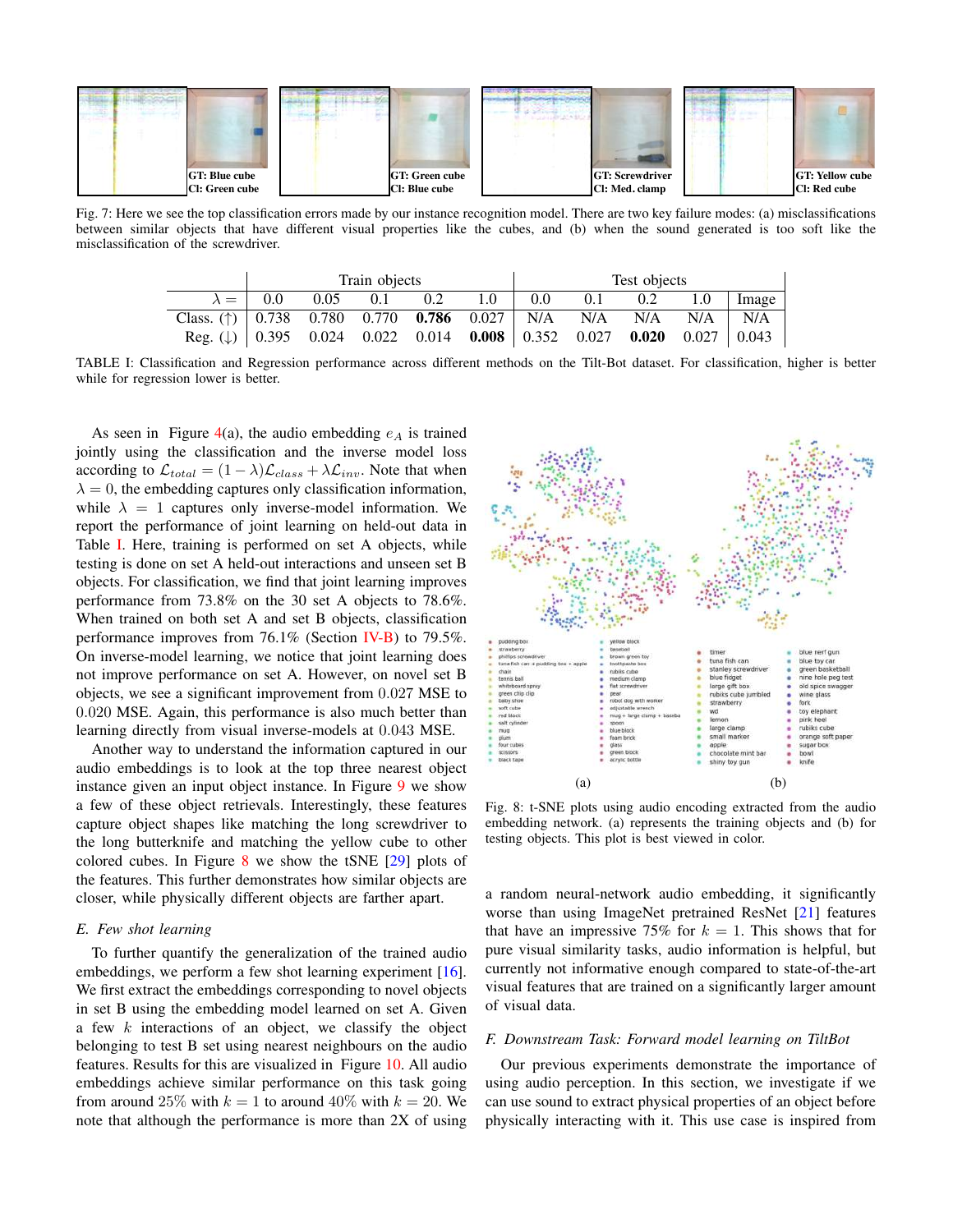Fig. 7: Here we see the top classification errors made by our instance recognition model. There are two key failure modes: (a) misclassifications between similar objects that have different visual properties like the cubes, and (b) when the sound generated is too soft like the misclassification of the screwdriver.

| | Train objects | | | | | Test objects | | | | |
|---|---|---|---|---|---|---|---|---|---|---|
| $\lambda =$ | 0.0 | 0.05 | 0.1 | 0.2 | 1.0 | 0.0 | 0.1 | 0.2 | 1.0 | Image |
| Class. (↑) | 0.738 | 0.780 | 0.770 | **0.786** | 0.027 | N/A | N/A | N/A | N/A | N/A |
| Reg. (↓) | 0.395 | 0.024 | 0.022 | 0.014 | **0.008** | 0.352 | 0.027 | **0.020** | 0.027 | 0.043 |

TABLE I: Classification and Regression performance across different methods on the Tilt-Bot dataset. For classification, higher is better while for regression lower is better.

As seen in Figure 4(a), the audio embedding $e_A$ is trained jointly using the classification and the inverse model loss according to $\mathcal{L}_{total} = (1 - \lambda)\mathcal{L}_{class} + \lambda\mathcal{L}_{inv}$. Note that when $\lambda = 0$, the embedding captures only classification information, while $\lambda = 1$ captures only inverse-model information. We report the performance of joint learning on held-out data in Table I. Here, training is performed on set A objects, while testing is done on set A held-out interactions and unseen set B objects. For classification, we find that joint learning improves performance from 73.8% on the 30 set A objects to 78.6%. When trained on both set A and set B objects, classification performance improves from 76.1% (Section IV-B) to 79.5%. On inverse-model learning, we notice that joint learning does not improve performance on set A. However, on novel set B objects, we see a significant improvement from 0.027 MSE to 0.020 MSE. Again, this performance is also much better than learning directly from visual inverse-models at 0.043 MSE.

Another way to understand the information captured in our audio embeddings is to look at the top three nearest object instance given an input object instance. In Figure 9 we show a few of these object retrievals. Interestingly, these features capture object shapes like matching the long screwdriver to the long butterknife and matching the yellow cube to other colored cubes. In Figure 8 we show the tSNE [29] plots of the features. This further demonstrates how similar objects are closer, while physically different objects are farther apart.

### E. Few shot learning

To further quantify the generalization of the trained audio embeddings, we perform a few shot learning experiment [16]. We first extract the embeddings corresponding to novel objects in set B using the embedding model learned on set A. Given a few $k$ interactions of an object, we classify the object belonging to test B set using nearest neighbours on the audio features. Results for this are visualized in Figure 10. All audio embeddings achieve similar performance on this task going from around 25% with $k = 1$ to around 40% with $k = 20$. We note that although the performance is more than 2X of using a random neural-network audio embedding, it significantly worse than using ImageNet pretrained ResNet [21] features that have an impressive 75% for $k = 1$. This shows that for pure visual similarity tasks, audio information is helpful, but currently not informative enough compared to state-of-the-art visual features that are trained on a significantly larger amount of visual data.

Fig. 8: t-SNE plots using audio encoding extracted from the audio embedding network. (a) represents the training objects and (b) for testing objects. This plot is best viewed in color.

### F. Downstream Task: Forward model learning on TiltBot

Our previous experiments demonstrate the importance of using audio perception. In this section, we investigate if we can use sound to extract physical properties of an object before physically interacting with it. This use case is inspired from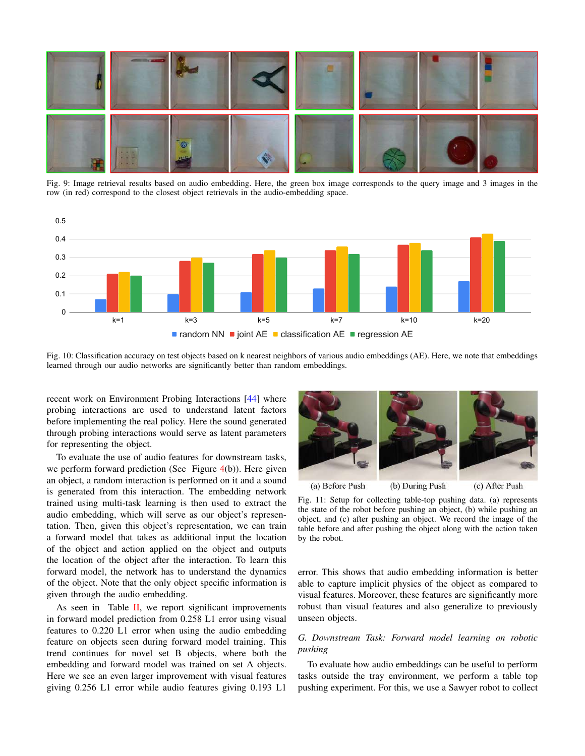Fig. 9: Image retrieval results based on audio embedding. Here, the green box image corresponds to the query image and 3 images in the row (in red) correspond to the closest object retrievals in the audio-embedding space.

Fig. 10: Classification accuracy on test objects based on k nearest neighbors of various audio embeddings (AE). Here, we note that embeddings learned through our audio networks are significantly better than random embeddings.

recent work on Environment Probing Interactions [44] where probing interactions are used to understand latent factors before implementing the real policy. Here the sound generated through probing interactions would serve as latent parameters for representing the object.

To evaluate the use of audio features for downstream tasks, we perform forward prediction (See Figure 4(b)). Here given an object, a random interaction is performed on it and a sound is generated from this interaction. The embedding network trained using multi-task learning is then used to extract the audio embedding, which will serve as our object's representation. Then, given this object's representation, we can train a forward model that takes as additional input the location of the object and action applied on the object and outputs the location of the object after the interaction. To learn this forward model, the network has to understand the dynamics of the object. Note that the only object specific information is given through the audio embedding.

As seen in Table II, we report significant improvements in forward model prediction from 0.258 L1 error using visual features to 0.220 L1 error when using the audio embedding feature on objects seen during forward model training. This trend continues for novel set B objects, where both the embedding and forward model was trained on set A objects. Here we see an even larger improvement with visual features giving 0.256 L1 error while audio features giving 0.193 L1 error. This shows that audio embedding information is better able to capture implicit physics of the object as compared to visual features. Moreover, these features are significantly more robust than visual features and also generalize to previously unseen objects.

Fig. 11: Setup for collecting table-top pushing data. (a) represents the state of the robot before pushing an object, (b) while pushing an object, and (c) after pushing an object. We record the image of the table before and after pushing the object along with the action taken by the robot.

### G. Downstream Task: Forward model learning on robotic pushing

To evaluate how audio embeddings can be useful to perform tasks outside the tray environment, we perform a table top pushing experiment. For this, we use a Sawyer robot to collect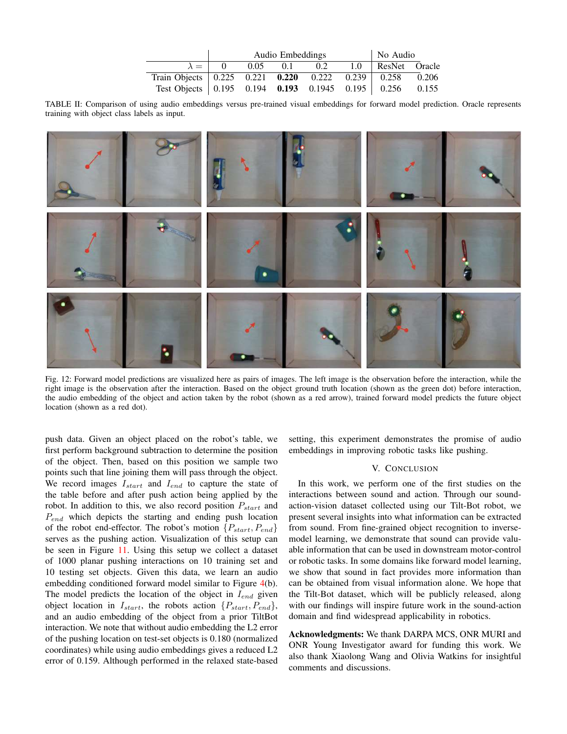| | Audio Embeddings | | | | | No Audio | |
|---|---|---|---|---|---|---|---|
| $\lambda =$ | 0 | 0.05 | 0.1 | 0.2 | 1.0 | ResNet | Oracle |
| Train Objects | 0.225 | 0.221 | **0.220** | 0.222 | 0.239 | 0.258 | 0.206 |
| Test Objects | 0.195 | 0.194 | **0.193** | 0.1945 | 0.195 | 0.256 | 0.155 |

TABLE II: Comparison of using audio embeddings versus pre-trained visual embeddings for forward model prediction. Oracle represents training with object class labels as input.

Fig. 12: Forward model predictions are visualized here as pairs of images. The left image is the observation before the interaction, while the right image is the observation after the interaction. Based on the object ground truth location (shown as the green dot) before interaction, the audio embedding of the object and action taken by the robot (shown as a red arrow), trained forward model predicts the future object location (shown as a red dot).

push data. Given an object placed on the robot's table, we first perform background subtraction to determine the position of the object. Then, based on this position we sample two points such that line joining them will pass through the object. We record images $I_{start}$ and $I_{end}$ to capture the state of the table before and after push action being applied by the robot. In addition to this, we also record position $P_{start}$ and $P_{end}$ which depicts the starting and ending push location of the robot end-effector. The robot's motion $\{P_{start}, P_{end}\}$ serves as the pushing action. Visualization of this setup can be seen in Figure 11. Using this setup we collect a dataset of 1000 planar pushing interactions on 10 training set and 10 testing set objects. Given this data, we learn an audio embedding conditioned forward model similar to Figure 4(b). The model predicts the location of the object in $I_{end}$ given object location in $I_{start}$, the robots action $\{P_{start}, P_{end}\}$, and an audio embedding of the object from a prior TiltBot interaction. We note that without audio embedding the L2 error of the pushing location on test-set objects is 0.180 (normalized coordinates) while using audio embeddings gives a reduced L2 error of 0.159. Although performed in the relaxed state-based setting, this experiment demonstrates the promise of audio embeddings in improving robotic tasks like pushing.

## V. Conclusion

In this work, we perform one of the first studies on the interactions between sound and action. Through our sound-action-vision dataset collected using our Tilt-Bot robot, we present several insights into what information can be extracted from sound. From fine-grained object recognition to inverse-model learning, we demonstrate that sound can provide valuable information that can be used in downstream motor-control or robotic tasks. In some domains like forward model learning, we show that sound in fact provides more information than can be obtained from visual information alone. We hope that the Tilt-Bot dataset, which will be publicly released, along with our findings will inspire future work in the sound-action domain and find widespread applicability in robotics.

**Acknowledgments:** We thank DARPA MCS, ONR MURI and ONR Young Investigator award for funding this work. We also thank Xiaolong Wang and Olivia Watkins for insightful comments and discussions.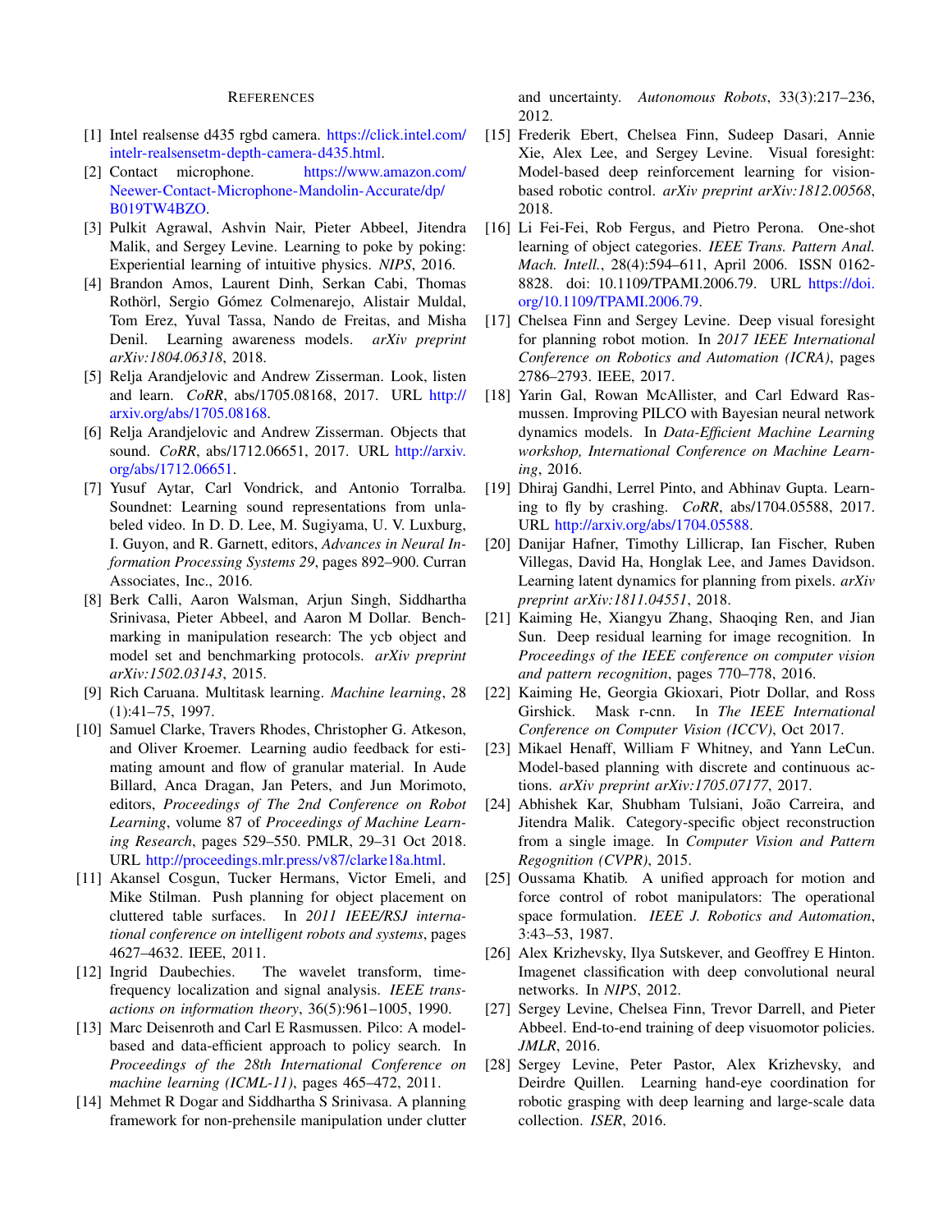# References

[1] Intel realsense d435 rgbd camera. https://click.intel.com/intelr-realsensetm-depth-camera-d435.html.

[2] Contact microphone. https://www.amazon.com/Neewer-Contact-Microphone-Mandolin-Accurate/dp/B019TW4BZO.

[3] Pulkit Agrawal, Ashvin Nair, Pieter Abbeel, Jitendra Malik, and Sergey Levine. Learning to poke by poking: Experiential learning of intuitive physics. *NIPS*, 2016.

[4] Brandon Amos, Laurent Dinh, Serkan Cabi, Thomas Rothörl, Sergio Gómez Colmenarejo, Alistair Muldal, Tom Erez, Yuval Tassa, Nando de Freitas, and Misha Denil. Learning awareness models. *arXiv preprint arXiv:1804.06318*, 2018.

[5] Relja Arandjelovic and Andrew Zisserman. Look, listen and learn. *CoRR*, abs/1705.08168, 2017. URL http://arxiv.org/abs/1705.08168.

[6] Relja Arandjelovic and Andrew Zisserman. Objects that sound. *CoRR*, abs/1712.06651, 2017. URL http://arxiv.org/abs/1712.06651.

[7] Yusuf Aytar, Carl Vondrick, and Antonio Torralba. Soundnet: Learning sound representations from unlabeled video. In D. D. Lee, M. Sugiyama, U. V. Luxburg, I. Guyon, and R. Garnett, editors, *Advances in Neural Information Processing Systems 29*, pages 892–900. Curran Associates, Inc., 2016.

[8] Berk Calli, Aaron Walsman, Arjun Singh, Siddhartha Srinivasa, Pieter Abbeel, and Aaron M Dollar. Benchmarking in manipulation research: The ycb object and model set and benchmarking protocols. *arXiv preprint arXiv:1502.03143*, 2015.

[9] Rich Caruana. Multitask learning. *Machine learning*, 28 (1):41–75, 1997.

[10] Samuel Clarke, Travers Rhodes, Christopher G. Atkeson, and Oliver Kroemer. Learning audio feedback for estimating amount and flow of granular material. In Aude Billard, Anca Dragan, Jan Peters, and Jun Morimoto, editors, *Proceedings of The 2nd Conference on Robot Learning*, volume 87 of *Proceedings of Machine Learning Research*, pages 529–550. PMLR, 29–31 Oct 2018. URL http://proceedings.mlr.press/v87/clarke18a.html.

[11] Akansel Cosgun, Tucker Hermans, Victor Emeli, and Mike Stilman. Push planning for object placement on cluttered table surfaces. In *2011 IEEE/RSJ international conference on intelligent robots and systems*, pages 4627–4632. IEEE, 2011.

[12] Ingrid Daubechies. The wavelet transform, time-frequency localization and signal analysis. *IEEE transactions on information theory*, 36(5):961–1005, 1990.

[13] Marc Deisenroth and Carl E Rasmussen. Pilco: A model-based and data-efficient approach to policy search. In *Proceedings of the 28th International Conference on machine learning (ICML-11)*, pages 465–472, 2011.

[14] Mehmet R Dogar and Siddhartha S Srinivasa. A planning framework for non-prehensile manipulation under clutter and uncertainty. *Autonomous Robots*, 33(3):217–236, 2012.

[15] Frederik Ebert, Chelsea Finn, Sudeep Dasari, Annie Xie, Alex Lee, and Sergey Levine. Visual foresight: Model-based deep reinforcement learning for vision-based robotic control. *arXiv preprint arXiv:1812.00568*, 2018.

[16] Li Fei-Fei, Rob Fergus, and Pietro Perona. One-shot learning of object categories. *IEEE Trans. Pattern Anal. Mach. Intell.*, 28(4):594–611, April 2006. ISSN 0162-8828. doi: 10.1109/TPAMI.2006.79. URL https://doi.org/10.1109/TPAMI.2006.79.

[17] Chelsea Finn and Sergey Levine. Deep visual foresight for planning robot motion. In *2017 IEEE International Conference on Robotics and Automation (ICRA)*, pages 2786–2793. IEEE, 2017.

[18] Yarin Gal, Rowan McAllister, and Carl Edward Rasmussen. Improving PILCO with Bayesian neural network dynamics models. In *Data-Efficient Machine Learning workshop, International Conference on Machine Learning*, 2016.

[19] Dhiraj Gandhi, Lerrel Pinto, and Abhinav Gupta. Learning to fly by crashing. *CoRR*, abs/1704.05588, 2017. URL http://arxiv.org/abs/1704.05588.

[20] Danijar Hafner, Timothy Lillicrap, Ian Fischer, Ruben Villegas, David Ha, Honglak Lee, and James Davidson. Learning latent dynamics for planning from pixels. *arXiv preprint arXiv:1811.04551*, 2018.

[21] Kaiming He, Xiangyu Zhang, Shaoqing Ren, and Jian Sun. Deep residual learning for image recognition. In *Proceedings of the IEEE conference on computer vision and pattern recognition*, pages 770–778, 2016.

[22] Kaiming He, Georgia Gkioxari, Piotr Dollar, and Ross Girshick. Mask r-cnn. In *The IEEE International Conference on Computer Vision (ICCV)*, Oct 2017.

[23] Mikael Henaff, William F Whitney, and Yann LeCun. Model-based planning with discrete and continuous actions. *arXiv preprint arXiv:1705.07177*, 2017.

[24] Abhishek Kar, Shubham Tulsiani, João Carreira, and Jitendra Malik. Category-specific object reconstruction from a single image. In *Computer Vision and Pattern Regognition (CVPR)*, 2015.

[25] Oussama Khatib. A unified approach for motion and force control of robot manipulators: The operational space formulation. *IEEE J. Robotics and Automation*, 3:43–53, 1987.

[26] Alex Krizhevsky, Ilya Sutskever, and Geoffrey E Hinton. Imagenet classification with deep convolutional neural networks. In *NIPS*, 2012.

[27] Sergey Levine, Chelsea Finn, Trevor Darrell, and Pieter Abbeel. End-to-end training of deep visuomotor policies. *JMLR*, 2016.

[28] Sergey Levine, Peter Pastor, Alex Krizhevsky, and Deirdre Quillen. Learning hand-eye coordination for robotic grasping with deep learning and large-scale data collection. *ISER*, 2016.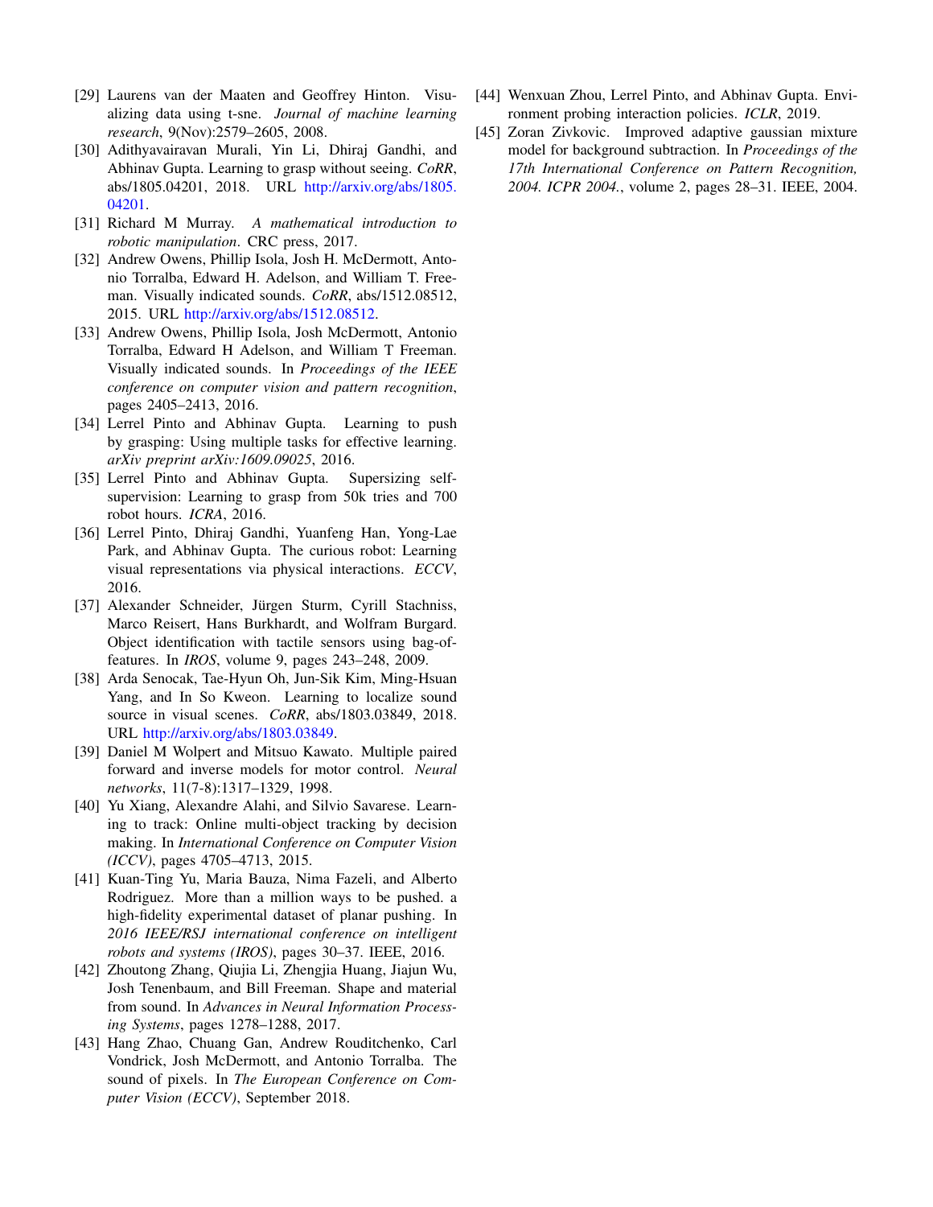[29] Laurens van der Maaten and Geoffrey Hinton. Visualizing data using t-sne. *Journal of machine learning research*, 9(Nov):2579–2605, 2008.

[30] Adithyavairavan Murali, Yin Li, Dhiraj Gandhi, and Abhinav Gupta. Learning to grasp without seeing. *CoRR*, abs/1805.04201, 2018. URL http://arxiv.org/abs/1805.04201.

[31] Richard M Murray. *A mathematical introduction to robotic manipulation*. CRC press, 2017.

[32] Andrew Owens, Phillip Isola, Josh H. McDermott, Antonio Torralba, Edward H. Adelson, and William T. Freeman. Visually indicated sounds. *CoRR*, abs/1512.08512, 2015. URL http://arxiv.org/abs/1512.08512.

[33] Andrew Owens, Phillip Isola, Josh McDermott, Antonio Torralba, Edward H Adelson, and William T Freeman. Visually indicated sounds. In *Proceedings of the IEEE conference on computer vision and pattern recognition*, pages 2405–2413, 2016.

[34] Lerrel Pinto and Abhinav Gupta. Learning to push by grasping: Using multiple tasks for effective learning. *arXiv preprint arXiv:1609.09025*, 2016.

[35] Lerrel Pinto and Abhinav Gupta. Supersizing self-supervision: Learning to grasp from 50k tries and 700 robot hours. *ICRA*, 2016.

[36] Lerrel Pinto, Dhiraj Gandhi, Yuanfeng Han, Yong-Lae Park, and Abhinav Gupta. The curious robot: Learning visual representations via physical interactions. *ECCV*, 2016.

[37] Alexander Schneider, Jürgen Sturm, Cyrill Stachniss, Marco Reisert, Hans Burkhardt, and Wolfram Burgard. Object identification with tactile sensors using bag-of-features. In *IROS*, volume 9, pages 243–248, 2009.

[38] Arda Senocak, Tae-Hyun Oh, Jun-Sik Kim, Ming-Hsuan Yang, and In So Kweon. Learning to localize sound source in visual scenes. *CoRR*, abs/1803.03849, 2018. URL http://arxiv.org/abs/1803.03849.

[39] Daniel M Wolpert and Mitsuo Kawato. Multiple paired forward and inverse models for motor control. *Neural networks*, 11(7-8):1317–1329, 1998.

[40] Yu Xiang, Alexandre Alahi, and Silvio Savarese. Learning to track: Online multi-object tracking by decision making. In *International Conference on Computer Vision (ICCV)*, pages 4705–4713, 2015.

[41] Kuan-Ting Yu, Maria Bauza, Nima Fazeli, and Alberto Rodriguez. More than a million ways to be pushed. a high-fidelity experimental dataset of planar pushing. In *2016 IEEE/RSJ international conference on intelligent robots and systems (IROS)*, pages 30–37. IEEE, 2016.

[42] Zhoutong Zhang, Qiujia Li, Zhengjia Huang, Jiajun Wu, Josh Tenenbaum, and Bill Freeman. Shape and material from sound. In *Advances in Neural Information Processing Systems*, pages 1278–1288, 2017.

[43] Hang Zhao, Chuang Gan, Andrew Rouditchenko, Carl Vondrick, Josh McDermott, and Antonio Torralba. The sound of pixels. In *The European Conference on Computer Vision (ECCV)*, September 2018.

[44] Wenxuan Zhou, Lerrel Pinto, and Abhinav Gupta. Environment probing interaction policies. *ICLR*, 2019.

[45] Zoran Zivkovic. Improved adaptive gaussian mixture model for background subtraction. In *Proceedings of the 17th International Conference on Pattern Recognition, 2004. ICPR 2004.*, volume 2, pages 28–31. IEEE, 2004.